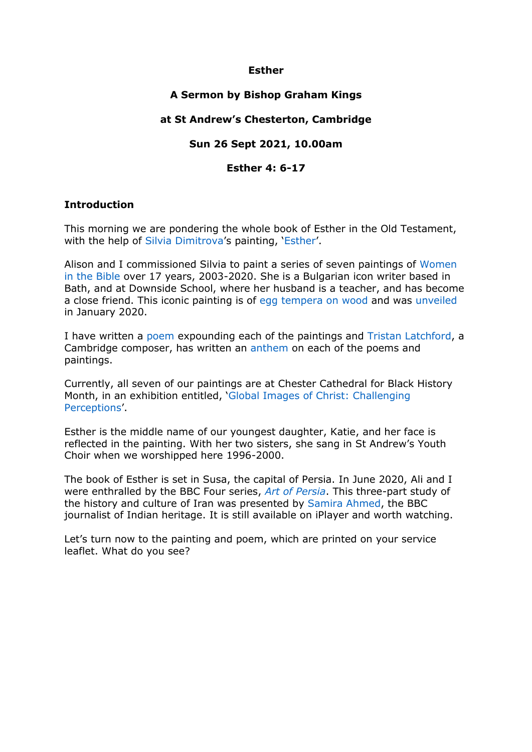**Esther**

**A Sermon by Bishop Graham Kings**

**at St Andrew's Chesterton, Cambridge**

**Sun 26 Sept 2021, 10.00am**

**Esther 4: 6-17**

## Introduction

This morning we are pondering the whole book of Esther in the Old Testament, with the help of Silvia Dimitrova's painting, 'Esther'.

Alison and I commissioned Silvia to paint a series of seven paintings of Women in the Bible over 17 years, 2003-2020. She is a Bulgarian icon writer based in Bath, and at Downside School, where her husband is a teacher, and has become a close friend. This iconic painting is of egg tempera on wood and was unveiled in January 2020.

I have written a poem expounding each of the paintings and Tristan Latchford, a Cambridge composer, has written an anthem on each of the poems and paintings.

Currently, all seven of our paintings are at Chester Cathedral for Black History Month, in an exhibition entitled, 'Global Images of Christ: Challenging Perceptions'.

Esther is the middle name of our youngest daughter, Katie, and her face is reflected in the painting. With her two sisters, she sang in St Andrew's Youth Choir when we worshipped here 1996-2000.

The book of Esther is set in Susa, the capital of Persia. In June 2020, Ali and I were enthralled by the BBC Four series, *Art of Persia*. This three-part study of the history and culture of Iran was presented by Samira Ahmed, the BBC journalist of Indian heritage. It is still available on iPlayer and worth watching.

Let's turn now to the painting and poem, which are printed on your service leaflet. What do you see?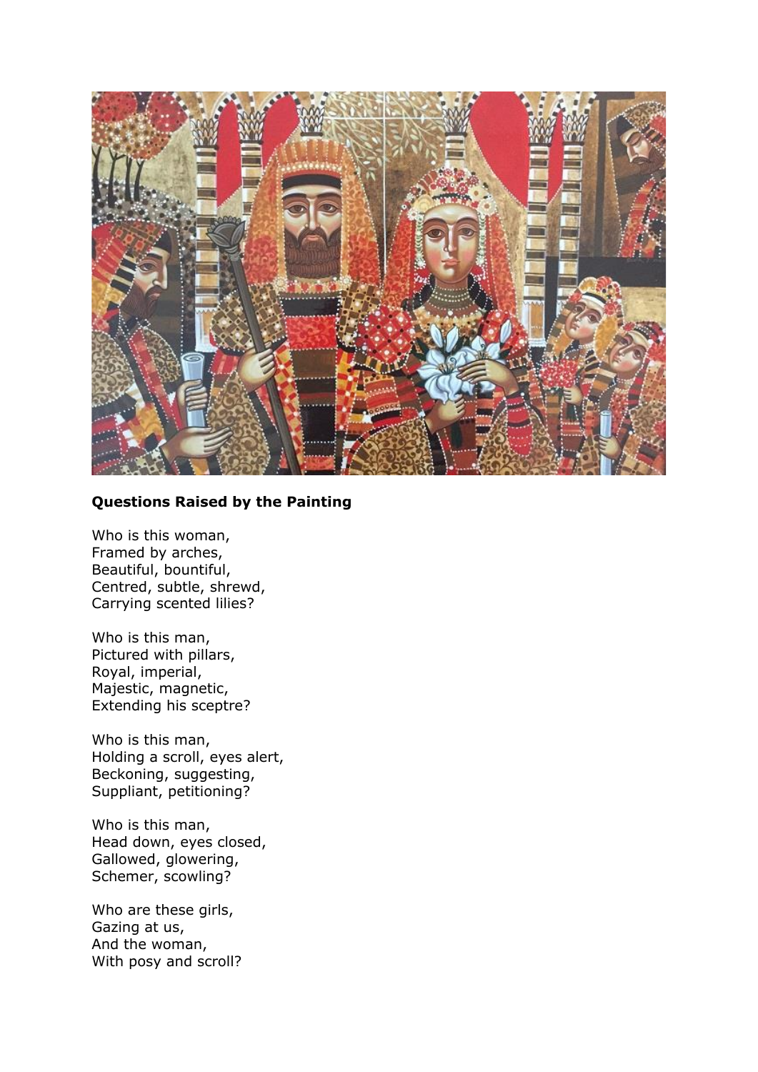**Questions Raised by the Painting**

Who is this woman,  
Framed by arches,  
Beautiful, bountiful,  
Centred, subtle, shrewd,  
Carrying scented lilies?

Who is this man,  
Pictured with pillars,  
Royal, imperial,  
Majestic, magnetic,  
Extending his sceptre?

Who is this man,  
Holding a scroll, eyes alert,  
Beckoning, suggesting,  
Suppliant, petitioning?

Who is this man,  
Head down, eyes closed,  
Gallowed, glowering,  
Schemer, scowling?

Who are these girls,  
Gazing at us,  
And the woman,  
With posy and scroll?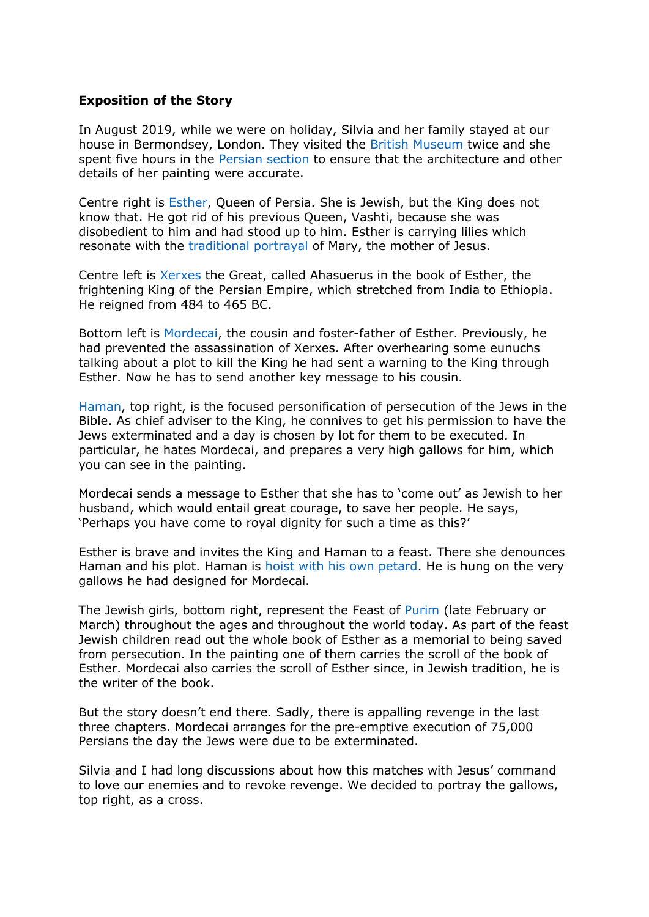**Exposition of the Story**

In August 2019, while we were on holiday, Silvia and her family stayed at our house in Bermondsey, London. They visited the British Museum twice and she spent five hours in the Persian section to ensure that the architecture and other details of her painting were accurate.

Centre right is Esther, Queen of Persia. She is Jewish, but the King does not know that. He got rid of his previous Queen, Vashti, because she was disobedient to him and had stood up to him. Esther is carrying lilies which resonate with the traditional portrayal of Mary, the mother of Jesus.

Centre left is Xerxes the Great, called Ahasuerus in the book of Esther, the frightening King of the Persian Empire, which stretched from India to Ethiopia. He reigned from 484 to 465 BC.

Bottom left is Mordecai, the cousin and foster-father of Esther. Previously, he had prevented the assassination of Xerxes. After overhearing some eunuchs talking about a plot to kill the King he had sent a warning to the King through Esther. Now he has to send another key message to his cousin.

Haman, top right, is the focused personification of persecution of the Jews in the Bible. As chief adviser to the King, he connives to get his permission to have the Jews exterminated and a day is chosen by lot for them to be executed. In particular, he hates Mordecai, and prepares a very high gallows for him, which you can see in the painting.

Mordecai sends a message to Esther that she has to 'come out' as Jewish to her husband, which would entail great courage, to save her people. He says, 'Perhaps you have come to royal dignity for such a time as this?'

Esther is brave and invites the King and Haman to a feast. There she denounces Haman and his plot. Haman is hoist with his own petard. He is hung on the very gallows he had designed for Mordecai.

The Jewish girls, bottom right, represent the Feast of Purim (late February or March) throughout the ages and throughout the world today. As part of the feast Jewish children read out the whole book of Esther as a memorial to being saved from persecution. In the painting one of them carries the scroll of the book of Esther. Mordecai also carries the scroll of Esther since, in Jewish tradition, he is the writer of the book.

But the story doesn't end there. Sadly, there is appalling revenge in the last three chapters. Mordecai arranges for the pre-emptive execution of 75,000 Persians the day the Jews were due to be exterminated.

Silvia and I had long discussions about how this matches with Jesus' command to love our enemies and to revoke revenge. We decided to portray the gallows, top right, as a cross.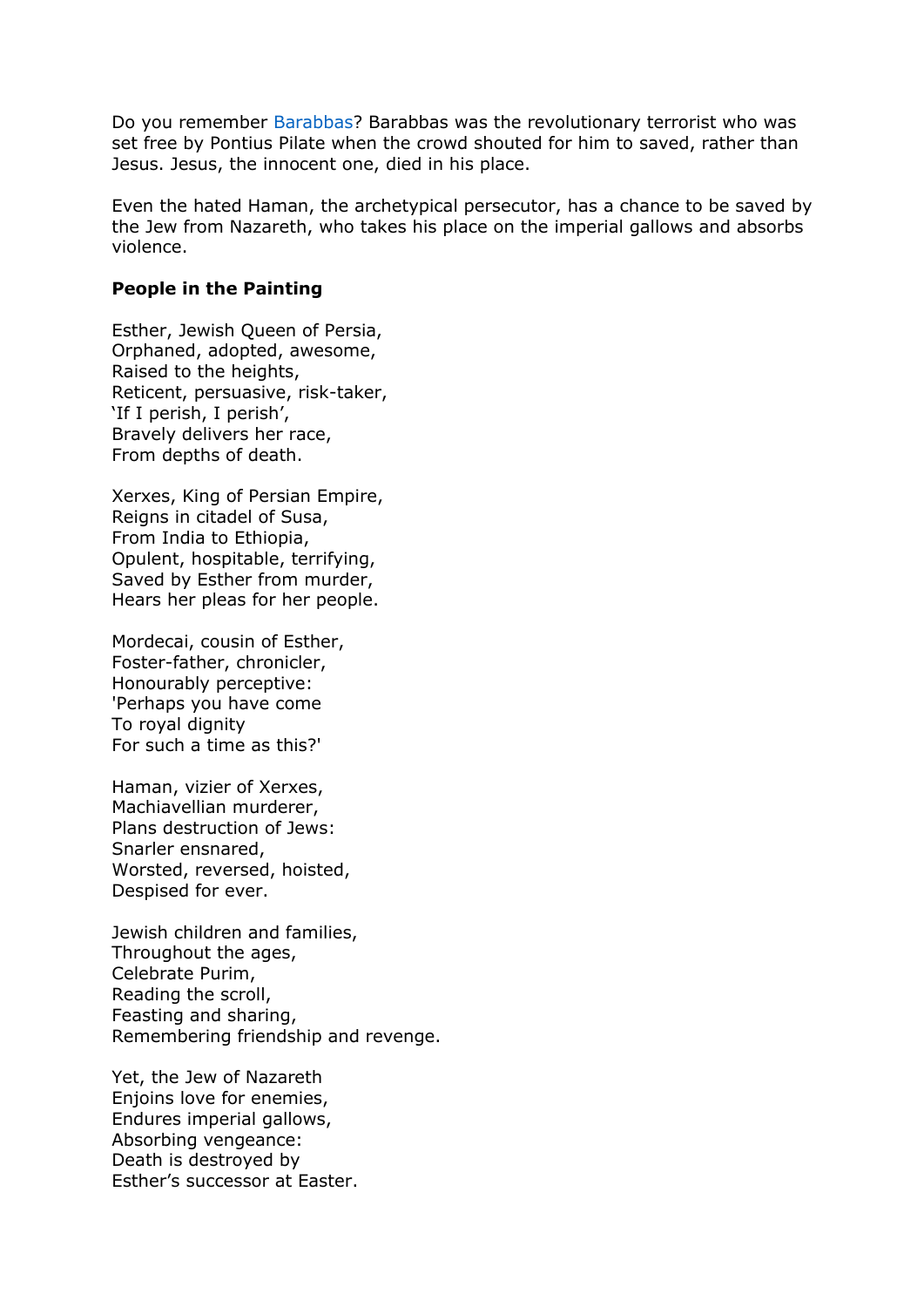Do you remember Barabbas? Barabbas was the revolutionary terrorist who was set free by Pontius Pilate when the crowd shouted for him to saved, rather than Jesus. Jesus, the innocent one, died in his place.

Even the hated Haman, the archetypical persecutor, has a chance to be saved by the Jew from Nazareth, who takes his place on the imperial gallows and absorbs violence.

**People in the Painting**

Esther, Jewish Queen of Persia,
Orphaned, adopted, awesome,
Raised to the heights,
Reticent, persuasive, risk-taker,
'If I perish, I perish',
Bravely delivers her race,
From depths of death.

Xerxes, King of Persian Empire,
Reigns in citadel of Susa,
From India to Ethiopia,
Opulent, hospitable, terrifying,
Saved by Esther from murder,
Hears her pleas for her people.

Mordecai, cousin of Esther,
Foster-father, chronicler,
Honourably perceptive:
'Perhaps you have come
To royal dignity
For such a time as this?'

Haman, vizier of Xerxes,
Machiavellian murderer,
Plans destruction of Jews:
Snarler ensnared,
Worsted, reversed, hoisted,
Despised for ever.

Jewish children and families,
Throughout the ages,
Celebrate Purim,
Reading the scroll,
Feasting and sharing,
Remembering friendship and revenge.

Yet, the Jew of Nazareth
Enjoins love for enemies,
Endures imperial gallows,
Absorbing vengeance:
Death is destroyed by
Esther's successor at Easter.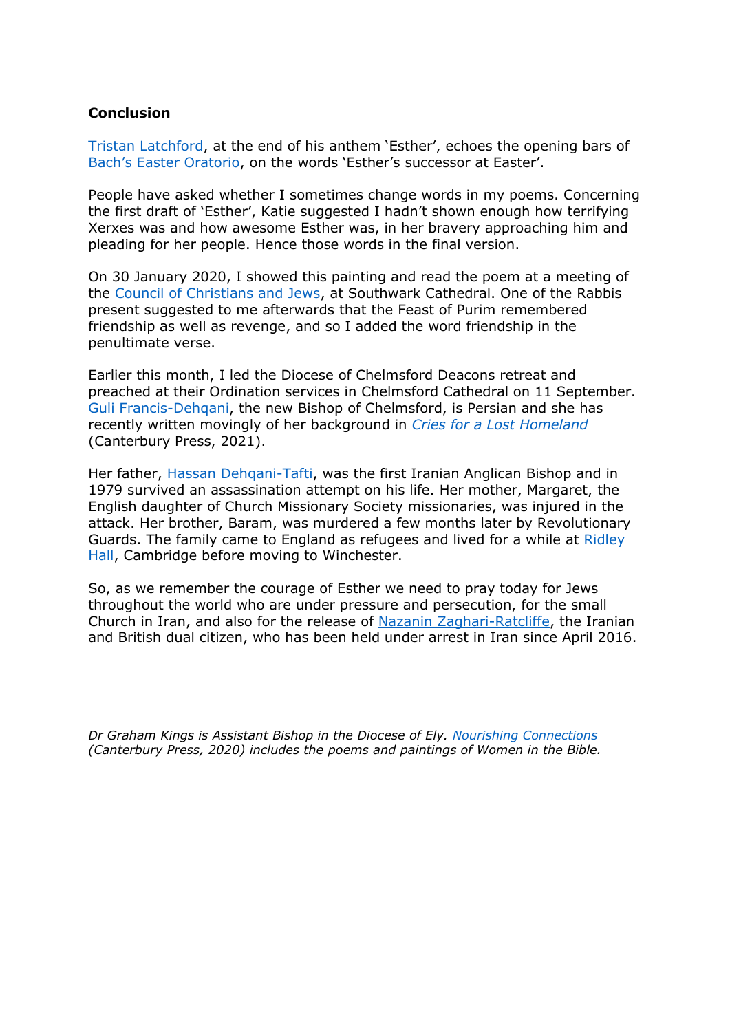**Conclusion**

Tristan Latchford, at the end of his anthem 'Esther', echoes the opening bars of Bach's Easter Oratorio, on the words 'Esther's successor at Easter'.

People have asked whether I sometimes change words in my poems. Concerning the first draft of 'Esther', Katie suggested I hadn't shown enough how terrifying Xerxes was and how awesome Esther was, in her bravery approaching him and pleading for her people. Hence those words in the final version.

On 30 January 2020, I showed this painting and read the poem at a meeting of the Council of Christians and Jews, at Southwark Cathedral. One of the Rabbis present suggested to me afterwards that the Feast of Purim remembered friendship as well as revenge, and so I added the word friendship in the penultimate verse.

Earlier this month, I led the Diocese of Chelmsford Deacons retreat and preached at their Ordination services in Chelmsford Cathedral on 11 September. Guli Francis-Dehqani, the new Bishop of Chelmsford, is Persian and she has recently written movingly of her background in *Cries for a Lost Homeland* (Canterbury Press, 2021).

Her father, Hassan Dehqani-Tafti, was the first Iranian Anglican Bishop and in 1979 survived an assassination attempt on his life. Her mother, Margaret, the English daughter of Church Missionary Society missionaries, was injured in the attack. Her brother, Baram, was murdered a few months later by Revolutionary Guards. The family came to England as refugees and lived for a while at Ridley Hall, Cambridge before moving to Winchester.

So, as we remember the courage of Esther we need to pray today for Jews throughout the world who are under pressure and persecution, for the small Church in Iran, and also for the release of Nazanin Zaghari-Ratcliffe, the Iranian and British dual citizen, who has been held under arrest in Iran since April 2016.

*Dr Graham Kings is Assistant Bishop in the Diocese of Ely. Nourishing Connections (Canterbury Press, 2020) includes the poems and paintings of Women in the Bible.*